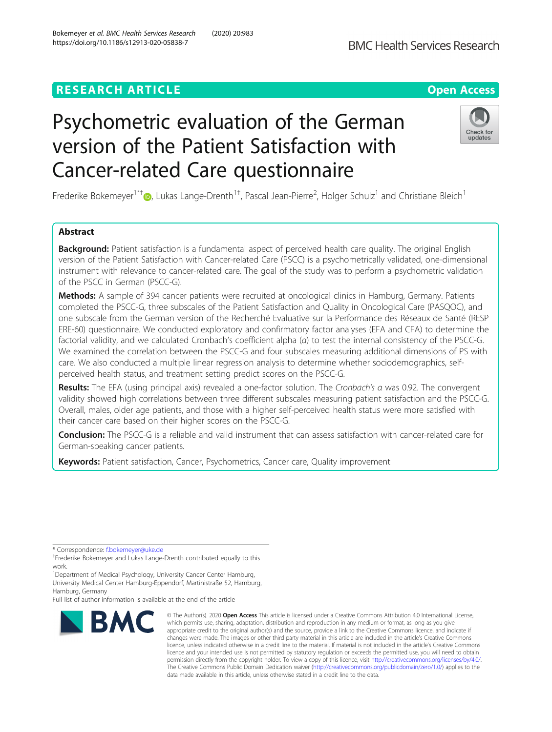RESEARCH ARTICLE

Open Access

# Psychometric evaluation of the German version of the Patient Satisfaction with Cancer-related Care questionnaire

Frederike Bokemeyer[1*†], Lukas Lange-Drenth[1†], Pascal Jean-Pierre[2], Holger Schulz[1] and Christiane Bleich[1]

## Abstract

**Background:** Patient satisfaction is a fundamental aspect of perceived health care quality. The original English version of the Patient Satisfaction with Cancer-related Care (PSCC) is a psychometrically validated, one-dimensional instrument with relevance to cancer-related care. The goal of the study was to perform a psychometric validation of the PSCC in German (PSCC-G).

**Methods:** A sample of 394 cancer patients were recruited at oncological clinics in Hamburg, Germany. Patients completed the PSCC-G, three subscales of the Patient Satisfaction and Quality in Oncological Care (PASQOC), and one subscale from the German version of the Recherché Evaluative sur la Performance des Réseaux de Santé (RESP ERE-60) questionnaire. We conducted exploratory and confirmatory factor analyses (EFA and CFA) to determine the factorial validity, and we calculated Cronbach's coefficient alpha ($\alpha$) to test the internal consistency of the PSCC-G. We examined the correlation between the PSCC-G and four subscales measuring additional dimensions of PS with care. We also conducted a multiple linear regression analysis to determine whether sociodemographics, self-perceived health status, and treatment setting predict scores on the PSCC-G.

**Results:** The EFA (using principal axis) revealed a one-factor solution. The *Cronbach's $\alpha$* was 0.92. The convergent validity showed high correlations between three different subscales measuring patient satisfaction and the PSCC-G. Overall, males, older age patients, and those with a higher self-perceived health status were more satisfied with their cancer care based on their higher scores on the PSCC-G.

**Conclusion:** The PSCC-G is a reliable and valid instrument that can assess satisfaction with cancer-related care for German-speaking cancer patients.

**Keywords:** Patient satisfaction, Cancer, Psychometrics, Cancer care, Quality improvement

---

\* Correspondence: f.bokemeyer@uke.de

†Frederike Bokemeyer and Lukas Lange-Drenth contributed equally to this work.

[1]Department of Medical Psychology, University Cancer Center Hamburg, University Medical Center Hamburg-Eppendorf, Martinistraße 52, Hamburg, Hamburg, Germany

Full list of author information is available at the end of the article

© The Author(s). 2020 **Open Access** This article is licensed under a Creative Commons Attribution 4.0 International License, which permits use, sharing, adaptation, distribution and reproduction in any medium or format, as long as you give appropriate credit to the original author(s) and the source, provide a link to the Creative Commons licence, and indicate if changes were made. The images or other third party material in this article are included in the article's Creative Commons licence, unless indicated otherwise in a credit line to the material. If material is not included in the article's Creative Commons licence and your intended use is not permitted by statutory regulation or exceeds the permitted use, you will need to obtain permission directly from the copyright holder. To view a copy of this licence, visit http://creativecommons.org/licenses/by/4.0/. The Creative Commons Public Domain Dedication waiver (http://creativecommons.org/publicdomain/zero/1.0/) applies to the data made available in this article, unless otherwise stated in a credit line to the data.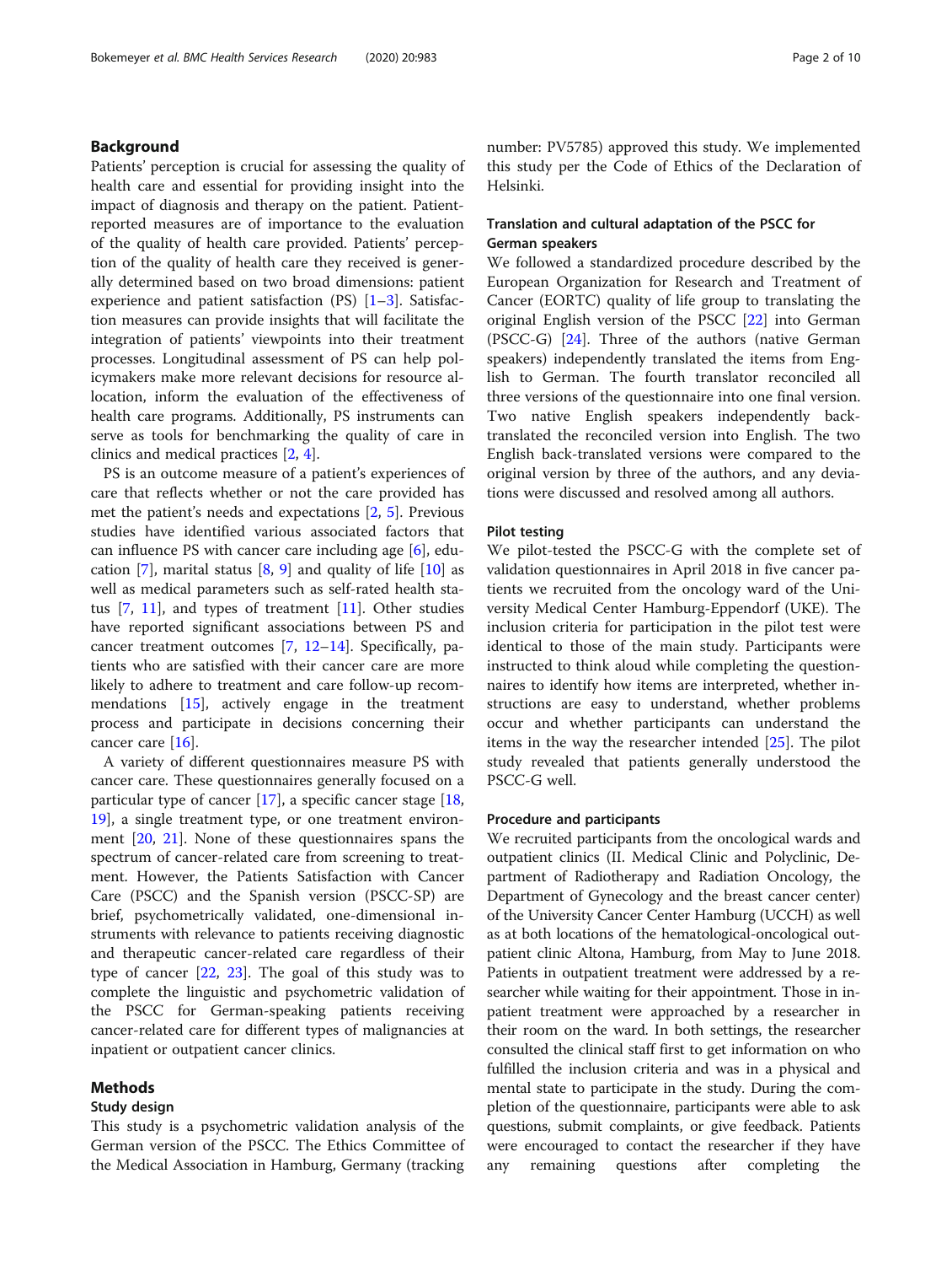## Background

Patients' perception is crucial for assessing the quality of health care and essential for providing insight into the impact of diagnosis and therapy on the patient. Patient-reported measures are of importance to the evaluation of the quality of health care provided. Patients' perception of the quality of health care they received is generally determined based on two broad dimensions: patient experience and patient satisfaction (PS) [1–3]. Satisfaction measures can provide insights that will facilitate the integration of patients' viewpoints into their treatment processes. Longitudinal assessment of PS can help policymakers make more relevant decisions for resource allocation, inform the evaluation of the effectiveness of health care programs. Additionally, PS instruments can serve as tools for benchmarking the quality of care in clinics and medical practices [2, 4].

PS is an outcome measure of a patient's experiences of care that reflects whether or not the care provided has met the patient's needs and expectations [2, 5]. Previous studies have identified various associated factors that can influence PS with cancer care including age [6], education [7], marital status [8, 9] and quality of life [10] as well as medical parameters such as self-rated health status [7, 11], and types of treatment [11]. Other studies have reported significant associations between PS and cancer treatment outcomes [7, 12–14]. Specifically, patients who are satisfied with their cancer care are more likely to adhere to treatment and care follow-up recommendations [15], actively engage in the treatment process and participate in decisions concerning their cancer care [16].

A variety of different questionnaires measure PS with cancer care. These questionnaires generally focused on a particular type of cancer [17], a specific cancer stage [18, 19], a single treatment type, or one treatment environment [20, 21]. None of these questionnaires spans the spectrum of cancer-related care from screening to treatment. However, the Patients Satisfaction with Cancer Care (PSCC) and the Spanish version (PSCC-SP) are brief, psychometrically validated, one-dimensional instruments with relevance to patients receiving diagnostic and therapeutic cancer-related care regardless of their type of cancer [22, 23]. The goal of this study was to complete the linguistic and psychometric validation of the PSCC for German-speaking patients receiving cancer-related care for different types of malignancies at inpatient or outpatient cancer clinics.

## Methods

### Study design

This study is a psychometric validation analysis of the German version of the PSCC. The Ethics Committee of the Medical Association in Hamburg, Germany (tracking number: PV5785) approved this study. We implemented this study per the Code of Ethics of the Declaration of Helsinki.

### Translation and cultural adaptation of the PSCC for German speakers

We followed a standardized procedure described by the European Organization for Research and Treatment of Cancer (EORTC) quality of life group to translating the original English version of the PSCC [22] into German (PSCC-G) [24]. Three of the authors (native German speakers) independently translated the items from English to German. The fourth translator reconciled all three versions of the questionnaire into one final version. Two native English speakers independently back-translated the reconciled version into English. The two English back-translated versions were compared to the original version by three of the authors, and any deviations were discussed and resolved among all authors.

### Pilot testing

We pilot-tested the PSCC-G with the complete set of validation questionnaires in April 2018 in five cancer patients we recruited from the oncology ward of the University Medical Center Hamburg-Eppendorf (UKE). The inclusion criteria for participation in the pilot test were identical to those of the main study. Participants were instructed to think aloud while completing the questionnaires to identify how items are interpreted, whether instructions are easy to understand, whether problems occur and whether participants can understand the items in the way the researcher intended [25]. The pilot study revealed that patients generally understood the PSCC-G well.

### Procedure and participants

We recruited participants from the oncological wards and outpatient clinics (II. Medical Clinic and Polyclinic, Department of Radiotherapy and Radiation Oncology, the Department of Gynecology and the breast cancer center) of the University Cancer Center Hamburg (UCCH) as well as at both locations of the hematological-oncological outpatient clinic Altona, Hamburg, from May to June 2018. Patients in outpatient treatment were addressed by a researcher while waiting for their appointment. Those in inpatient treatment were approached by a researcher in their room on the ward. In both settings, the researcher consulted the clinical staff first to get information on who fulfilled the inclusion criteria and was in a physical and mental state to participate in the study. During the completion of the questionnaire, participants were able to ask questions, submit complaints, or give feedback. Patients were encouraged to contact the researcher if they have any remaining questions after completing the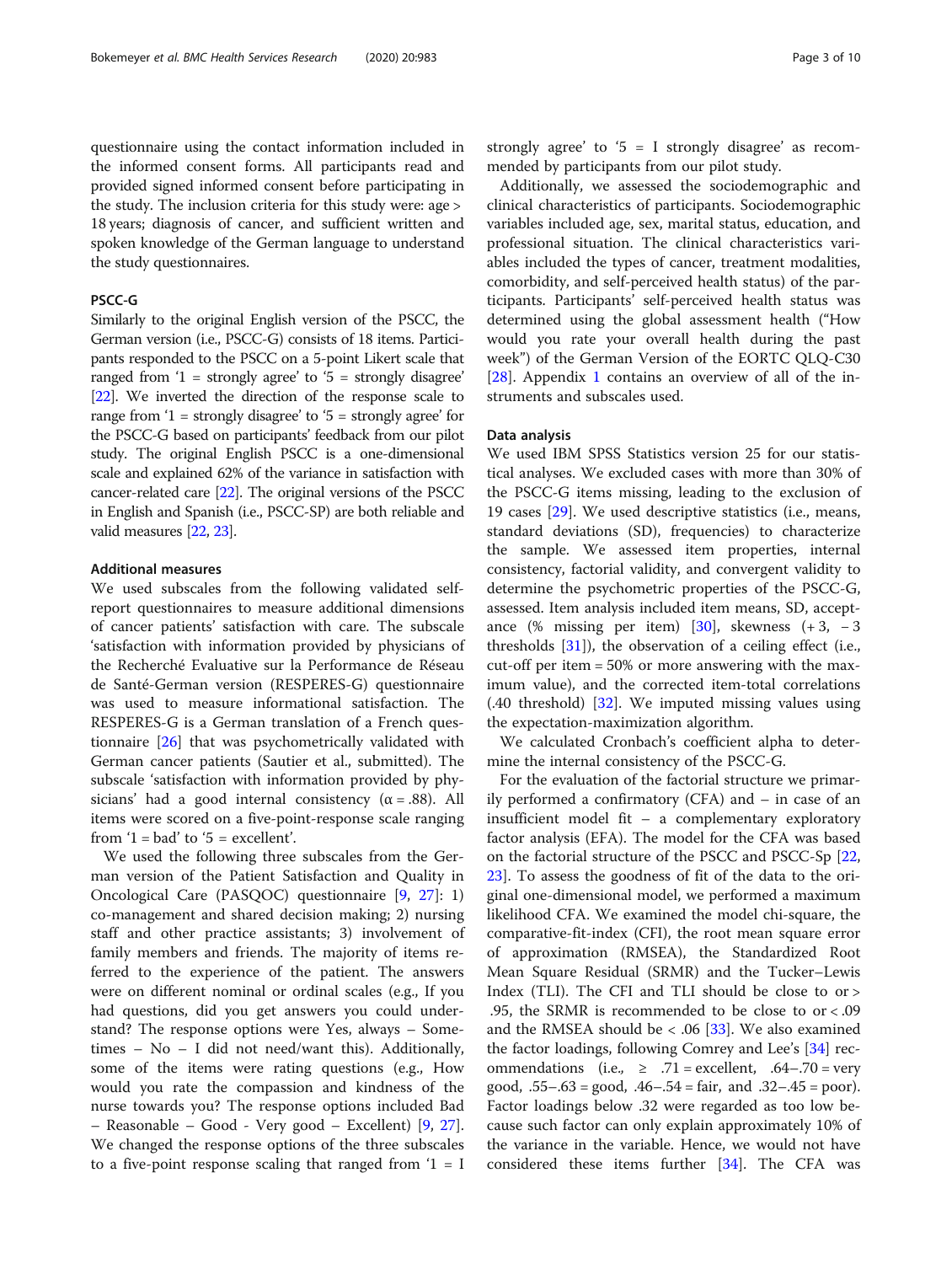questionnaire using the contact information included in the informed consent forms. All participants read and provided signed informed consent before participating in the study. The inclusion criteria for this study were: age > 18 years; diagnosis of cancer, and sufficient written and spoken knowledge of the German language to understand the study questionnaires.

### PSCC-G

Similarly to the original English version of the PSCC, the German version (i.e., PSCC-G) consists of 18 items. Participants responded to the PSCC on a 5-point Likert scale that ranged from '1 = strongly agree' to '5 = strongly disagree' [22]. We inverted the direction of the response scale to range from '1 = strongly disagree' to '5 = strongly agree' for the PSCC-G based on participants' feedback from our pilot study. The original English PSCC is a one-dimensional scale and explained 62% of the variance in satisfaction with cancer-related care [22]. The original versions of the PSCC in English and Spanish (i.e., PSCC-SP) are both reliable and valid measures [22, 23].

#### Additional measures

We used subscales from the following validated self-report questionnaires to measure additional dimensions of cancer patients' satisfaction with care. The subscale 'satisfaction with information provided by physicians of the Recherché Evaluative sur la Performance de Réseau de Santé-German version (RESPERES-G) questionnaire was used to measure informational satisfaction. The RESPERES-G is a German translation of a French questionnaire [26] that was psychometrically validated with German cancer patients (Sautier et al., submitted). The subscale 'satisfaction with information provided by physicians' had a good internal consistency ($\alpha = .88$). All items were scored on a five-point-response scale ranging from '1 = bad' to '5 = excellent'.

We used the following three subscales from the German version of the Patient Satisfaction and Quality in Oncological Care (PASQOC) questionnaire [9, 27]: 1) co-management and shared decision making; 2) nursing staff and other practice assistants; 3) involvement of family members and friends. The majority of items referred to the experience of the patient. The answers were on different nominal or ordinal scales (e.g., If you had questions, did you get answers you could understand? The response options were Yes, always – Sometimes – No – I did not need/want this). Additionally, some of the items were rating questions (e.g., How would you rate the compassion and kindness of the nurse towards you? The response options included Bad – Reasonable – Good - Very good – Excellent) [9, 27]. We changed the response options of the three subscales to a five-point response scaling that ranged from '1 = I strongly agree' to '5 = I strongly disagree' as recommended by participants from our pilot study.

Additionally, we assessed the sociodemographic and clinical characteristics of participants. Sociodemographic variables included age, sex, marital status, education, and professional situation. The clinical characteristics variables included the types of cancer, treatment modalities, comorbidity, and self-perceived health status) of the participants. Participants' self-perceived health status was determined using the global assessment health ("How would you rate your overall health during the past week") of the German Version of the EORTC QLQ-C30 [28]. Appendix 1 contains an overview of all of the instruments and subscales used.

### Data analysis

We used IBM SPSS Statistics version 25 for our statistical analyses. We excluded cases with more than 30% of the PSCC-G items missing, leading to the exclusion of 19 cases [29]. We used descriptive statistics (i.e., means, standard deviations (SD), frequencies) to characterize the sample. We assessed item properties, internal consistency, factorial validity, and convergent validity to determine the psychometric properties of the PSCC-G, assessed. Item analysis included item means, SD, acceptance (% missing per item) [30], skewness (+ 3, − 3 thresholds [31]), the observation of a ceiling effect (i.e., cut-off per item = 50% or more answering with the maximum value), and the corrected item-total correlations (.40 threshold) [32]. We imputed missing values using the expectation-maximization algorithm.

We calculated Cronbach's coefficient alpha to determine the internal consistency of the PSCC-G.

For the evaluation of the factorial structure we primarily performed a confirmatory (CFA) and – in case of an insufficient model fit – a complementary exploratory factor analysis (EFA). The model for the CFA was based on the factorial structure of the PSCC and PSCC-Sp [22, 23]. To assess the goodness of fit of the data to the original one-dimensional model, we performed a maximum likelihood CFA. We examined the model chi-square, the comparative-fit-index (CFI), the root mean square error of approximation (RMSEA), the Standardized Root Mean Square Residual (SRMR) and the Tucker–Lewis Index (TLI). The CFI and TLI should be close to or > .95, the SRMR is recommended to be close to or < .09 and the RMSEA should be < .06 [33]. We also examined the factor loadings, following Comrey and Lee's [34] recommendations (i.e., ≥ .71 = excellent, .64–.70 = very good, .55–.63 = good, .46–.54 = fair, and .32–.45 = poor). Factor loadings below .32 were regarded as too low because such factor can only explain approximately 10% of the variance in the variable. Hence, we would not have considered these items further [34]. The CFA was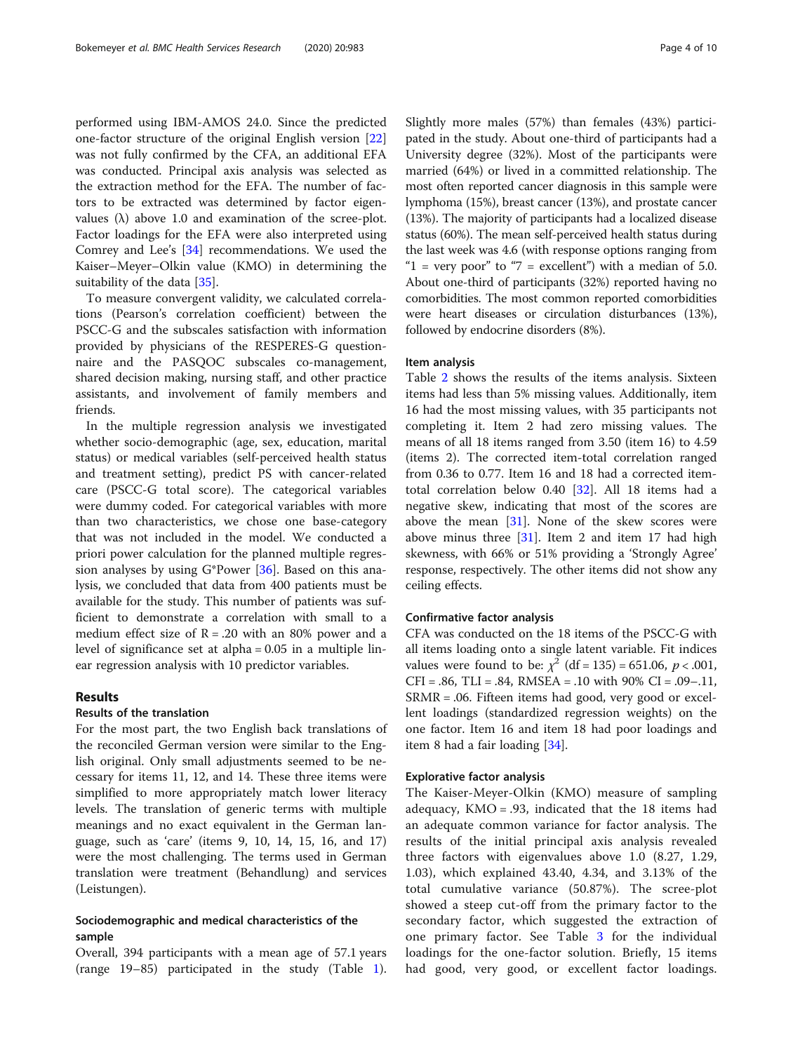performed using IBM-AMOS 24.0. Since the predicted one-factor structure of the original English version [22] was not fully confirmed by the CFA, an additional EFA was conducted. Principal axis analysis was selected as the extraction method for the EFA. The number of factors to be extracted was determined by factor eigenvalues (λ) above 1.0 and examination of the scree-plot. Factor loadings for the EFA were also interpreted using Comrey and Lee's [34] recommendations. We used the Kaiser–Meyer–Olkin value (KMO) in determining the suitability of the data [35].

To measure convergent validity, we calculated correlations (Pearson's correlation coefficient) between the PSCC-G and the subscales satisfaction with information provided by physicians of the RESPERES-G questionnaire and the PASQOC subscales co-management, shared decision making, nursing staff, and other practice assistants, and involvement of family members and friends.

In the multiple regression analysis we investigated whether socio-demographic (age, sex, education, marital status) or medical variables (self-perceived health status and treatment setting), predict PS with cancer-related care (PSCC-G total score). The categorical variables were dummy coded. For categorical variables with more than two characteristics, we chose one base-category that was not included in the model. We conducted a priori power calculation for the planned multiple regression analyses by using G*Power [36]. Based on this analysis, we concluded that data from 400 patients must be available for the study. This number of patients was sufficient to demonstrate a correlation with small to a medium effect size of R = .20 with an 80% power and a level of significance set at alpha = 0.05 in a multiple linear regression analysis with 10 predictor variables.

## Results

### Results of the translation

For the most part, the two English back translations of the reconciled German version were similar to the English original. Only small adjustments seemed to be necessary for items 11, 12, and 14. These three items were simplified to more appropriately match lower literacy levels. The translation of generic terms with multiple meanings and no exact equivalent in the German language, such as 'care' (items 9, 10, 14, 15, 16, and 17) were the most challenging. The terms used in German translation were treatment (Behandlung) and services (Leistungen).

### Sociodemographic and medical characteristics of the sample

Overall, 394 participants with a mean age of 57.1 years (range 19–85) participated in the study (Table 1). Slightly more males (57%) than females (43%) participated in the study. About one-third of participants had a University degree (32%). Most of the participants were married (64%) or lived in a committed relationship. The most often reported cancer diagnosis in this sample were lymphoma (15%), breast cancer (13%), and prostate cancer (13%). The majority of participants had a localized disease status (60%). The mean self-perceived health status during the last week was 4.6 (with response options ranging from "1 = very poor" to "7 = excellent") with a median of 5.0. About one-third of participants (32%) reported having no comorbidities. The most common reported comorbidities were heart diseases or circulation disturbances (13%), followed by endocrine disorders (8%).

### Item analysis

Table 2 shows the results of the items analysis. Sixteen items had less than 5% missing values. Additionally, item 16 had the most missing values, with 35 participants not completing it. Item 2 had zero missing values. The means of all 18 items ranged from 3.50 (item 16) to 4.59 (items 2). The corrected item-total correlation ranged from 0.36 to 0.77. Item 16 and 18 had a corrected item-total correlation below 0.40 [32]. All 18 items had a negative skew, indicating that most of the scores are above the mean [31]. None of the skew scores were above minus three [31]. Item 2 and item 17 had high skewness, with 66% or 51% providing a 'Strongly Agree' response, respectively. The other items did not show any ceiling effects.

### Confirmative factor analysis

CFA was conducted on the 18 items of the PSCC-G with all items loading onto a single latent variable. Fit indices values were found to be: $\chi^2$ (df = 135) = 651.06, $p < .001$, CFI = .86, TLI = .84, RMSEA = .10 with 90% CI = .09–.11, SRMR = .06. Fifteen items had good, very good or excellent loadings (standardized regression weights) on the one factor. Item 16 and item 18 had poor loadings and item 8 had a fair loading [34].

### Explorative factor analysis

The Kaiser-Meyer-Olkin (KMO) measure of sampling adequacy, KMO = .93, indicated that the 18 items had an adequate common variance for factor analysis. The results of the initial principal axis analysis revealed three factors with eigenvalues above 1.0 (8.27, 1.29, 1.03), which explained 43.40, 4.34, and 3.13% of the total cumulative variance (50.87%). The scree-plot showed a steep cut-off from the primary factor to the secondary factor, which suggested the extraction of one primary factor. See Table 3 for the individual loadings for the one-factor solution. Briefly, 15 items had good, very good, or excellent factor loadings.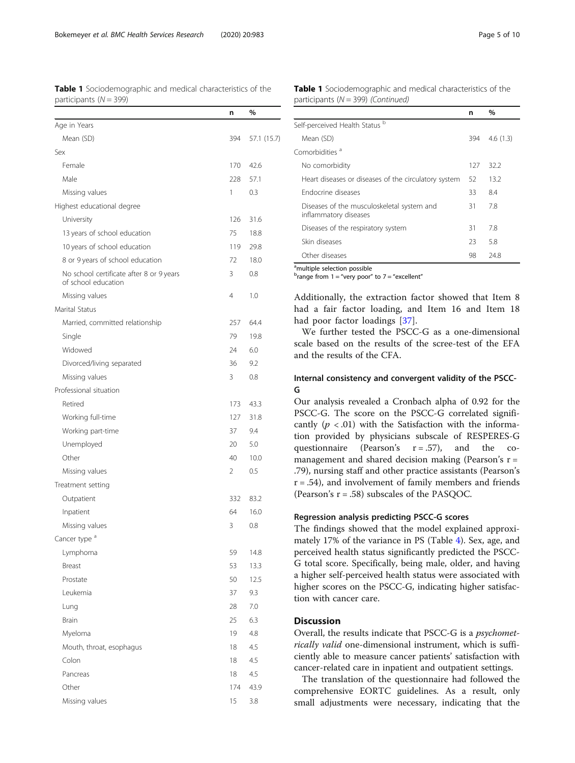**Table 1** Sociodemographic and medical characteristics of the participants ($N = 399$)

| | n | % |
|---|---|---|
| Age in Years | | |
| Mean (SD) | 394 | 57.1 (15.7) |
| Sex | | |
| Female | 170 | 42.6 |
| Male | 228 | 57.1 |
| Missing values | 1 | 0.3 |
| Highest educational degree | | |
| University | 126 | 31.6 |
| 13 years of school education | 75 | 18.8 |
| 10 years of school education | 119 | 29.8 |
| 8 or 9 years of school education | 72 | 18.0 |
| No school certificate after 8 or 9 years of school education | 3 | 0.8 |
| Missing values | 4 | 1.0 |
| Marital Status | | |
| Married, committed relationship | 257 | 64.4 |
| Single | 79 | 19.8 |
| Widowed | 24 | 6.0 |
| Divorced/living separated | 36 | 9.2 |
| Missing values | 3 | 0.8 |
| Professional situation | | |
| Retired | 173 | 43.3 |
| Working full-time | 127 | 31.8 |
| Working part-time | 37 | 9.4 |
| Unemployed | 20 | 5.0 |
| Other | 40 | 10.0 |
| Missing values | 2 | 0.5 |
| Treatment setting | | |
| Outpatient | 332 | 83.2 |
| Inpatient | 64 | 16.0 |
| Missing values | 3 | 0.8 |
| Cancer type [a] | | |
| Lymphoma | 59 | 14.8 |
| Breast | 53 | 13.3 |
| Prostate | 50 | 12.5 |
| Leukemia | 37 | 9.3 |
| Lung | 28 | 7.0 |
| Brain | 25 | 6.3 |
| Myeloma | 19 | 4.8 |
| Mouth, throat, esophagus | 18 | 4.5 |
| Colon | 18 | 4.5 |
| Pancreas | 18 | 4.5 |
| Other | 174 | 43.9 |
| Missing values | 15 | 3.8 |
| Self-perceived Health Status [b] | | |
| Mean (SD) | 394 | 4.6 (1.3) |
| Comorbidities [a] | | |
| No comorbidity | 127 | 32.2 |
| Heart diseases or diseases of the circulatory system | 52 | 13.2 |
| Endocrine diseases | 33 | 8.4 |
| Diseases of the musculoskeletal system and inflammatory diseases | 31 | 7.8 |
| Diseases of the respiratory system | 31 | 7.8 |
| Skin diseases | 23 | 5.8 |
| Other diseases | 98 | 24.8 |

[a]multiple selection possible
[b]range from 1 = "very poor" to 7 = "excellent"

Additionally, the extraction factor showed that Item 8 had a fair factor loading, and Item 16 and Item 18 had poor factor loadings [37].

We further tested the PSCC-G as a one-dimensional scale based on the results of the scree-test of the EFA and the results of the CFA.

### Internal consistency and convergent validity of the PSCC-G

Our analysis revealed a Cronbach alpha of 0.92 for the PSCC-G. The score on the PSCC-G correlated significantly ($p < .01$) with the Satisfaction with the information provided by physicians subscale of RESPERES-G questionnaire (Pearson's $r = .57$), and the co-management and shared decision making (Pearson's $r = .79$), nursing staff and other practice assistants (Pearson's $r = .54$), and involvement of family members and friends (Pearson's $r = .58$) subscales of the PASQOC.

### Regression analysis predicting PSCC-G scores

The findings showed that the model explained approximately 17% of the variance in PS (Table 4). Sex, age, and perceived health status significantly predicted the PSCC-G total score. Specifically, being male, older, and having a higher self-perceived health status were associated with higher scores on the PSCC-G, indicating higher satisfaction with cancer care.

## Discussion

Overall, the results indicate that PSCC-G is a *psychometrically valid* one-dimensional instrument, which is sufficiently able to measure cancer patients' satisfaction with cancer-related care in inpatient and outpatient settings.

The translation of the questionnaire had followed the comprehensive EORTC guidelines. As a result, only small adjustments were necessary, indicating that the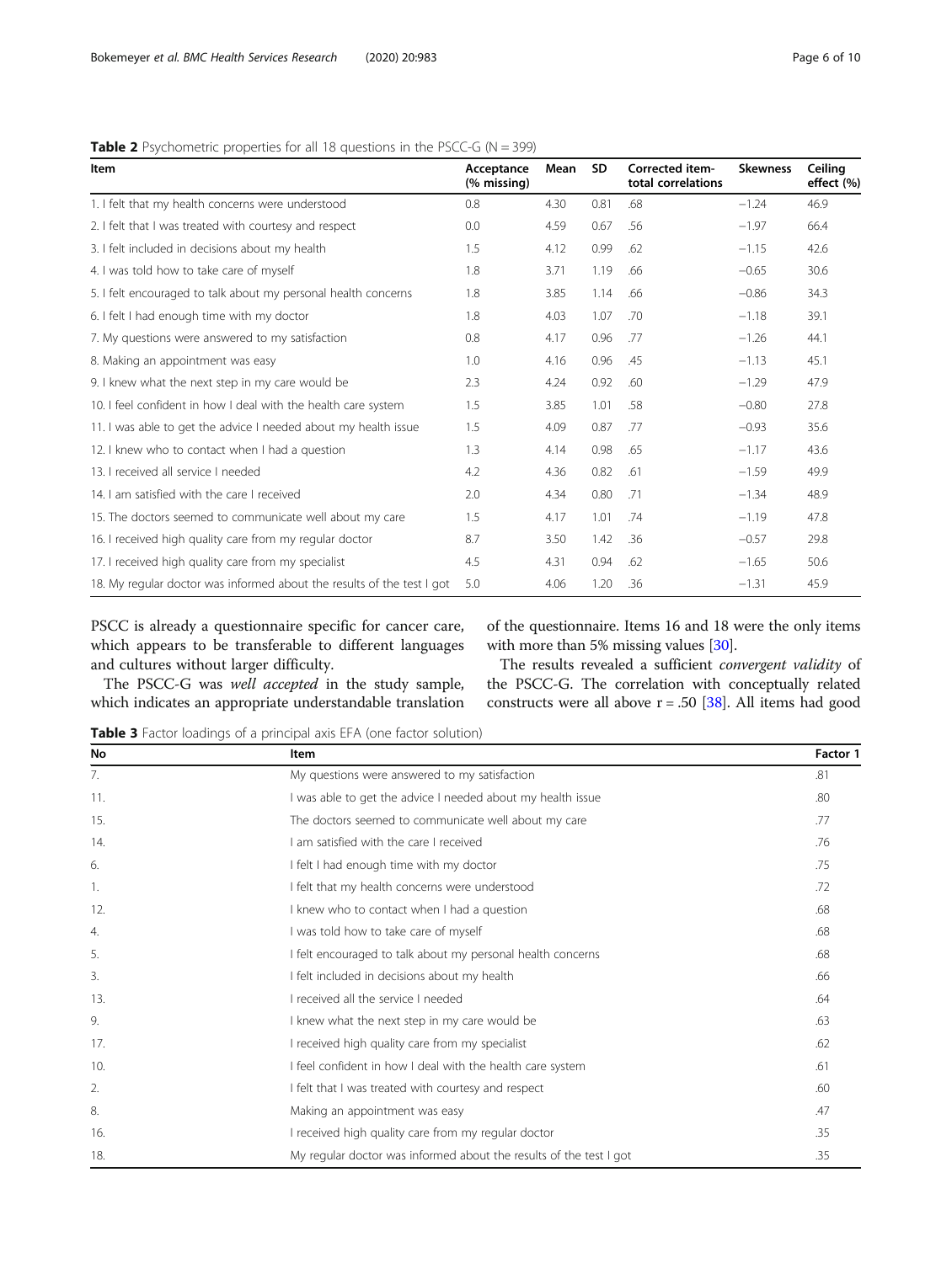**Table 2** Psychometric properties for all 18 questions in the PSCC-G (N = 399)

| Item | Acceptance (% missing) | Mean | SD | Corrected item-total correlations | Skewness | Ceiling effect (%) |
|---|---|---|---|---|---|---|
| 1. I felt that my health concerns were understood | 0.8 | 4.30 | 0.81 | .68 | −1.24 | 46.9 |
| 2. I felt that I was treated with courtesy and respect | 0.0 | 4.59 | 0.67 | .56 | −1.97 | 66.4 |
| 3. I felt included in decisions about my health | 1.5 | 4.12 | 0.99 | .62 | −1.15 | 42.6 |
| 4. I was told how to take care of myself | 1.8 | 3.71 | 1.19 | .66 | −0.65 | 30.6 |
| 5. I felt encouraged to talk about my personal health concerns | 1.8 | 3.85 | 1.14 | .66 | −0.86 | 34.3 |
| 6. I felt I had enough time with my doctor | 1.8 | 4.03 | 1.07 | .70 | −1.18 | 39.1 |
| 7. My questions were answered to my satisfaction | 0.8 | 4.17 | 0.96 | .77 | −1.26 | 44.1 |
| 8. Making an appointment was easy | 1.0 | 4.16 | 0.96 | .45 | −1.13 | 45.1 |
| 9. I knew what the next step in my care would be | 2.3 | 4.24 | 0.92 | .60 | −1.29 | 47.9 |
| 10. I feel confident in how I deal with the health care system | 1.5 | 3.85 | 1.01 | .58 | −0.80 | 27.8 |
| 11. I was able to get the advice I needed about my health issue | 1.5 | 4.09 | 0.87 | .77 | −0.93 | 35.6 |
| 12. I knew who to contact when I had a question | 1.3 | 4.14 | 0.98 | .65 | −1.17 | 43.6 |
| 13. I received all service I needed | 4.2 | 4.36 | 0.82 | .61 | −1.59 | 49.9 |
| 14. I am satisfied with the care I received | 2.0 | 4.34 | 0.80 | .71 | −1.34 | 48.9 |
| 15. The doctors seemed to communicate well about my care | 1.5 | 4.17 | 1.01 | .74 | −1.19 | 47.8 |
| 16. I received high quality care from my regular doctor | 8.7 | 3.50 | 1.42 | .36 | −0.57 | 29.8 |
| 17. I received high quality care from my specialist | 4.5 | 4.31 | 0.94 | .62 | −1.65 | 50.6 |
| 18. My regular doctor was informed about the results of the test I got | 5.0 | 4.06 | 1.20 | .36 | −1.31 | 45.9 |

PSCC is already a questionnaire specific for cancer care, which appears to be transferable to different languages and cultures without larger difficulty.

The PSCC-G was *well accepted* in the study sample, which indicates an appropriate understandable translation of the questionnaire. Items 16 and 18 were the only items with more than 5% missing values [30].

The results revealed a sufficient *convergent validity* of the PSCC-G. The correlation with conceptually related constructs were all above r = .50 [38]. All items had good

**Table 3** Factor loadings of a principal axis EFA (one factor solution)

| No | Item | Factor 1 |
|---|---|---|
| 7. | My questions were answered to my satisfaction | .81 |
| 11. | I was able to get the advice I needed about my health issue | .80 |
| 15. | The doctors seemed to communicate well about my care | .77 |
| 14. | I am satisfied with the care I received | .76 |
| 6. | I felt I had enough time with my doctor | .75 |
| 1. | I felt that my health concerns were understood | .72 |
| 12. | I knew who to contact when I had a question | .68 |
| 4. | I was told how to take care of myself | .68 |
| 5. | I felt encouraged to talk about my personal health concerns | .68 |
| 3. | I felt included in decisions about my health | .66 |
| 13. | I received all the service I needed | .64 |
| 9. | I knew what the next step in my care would be | .63 |
| 17. | I received high quality care from my specialist | .62 |
| 10. | I feel confident in how I deal with the health care system | .61 |
| 2. | I felt that I was treated with courtesy and respect | .60 |
| 8. | Making an appointment was easy | .47 |
| 16. | I received high quality care from my regular doctor | .35 |
| 18. | My regular doctor was informed about the results of the test I got | .35 |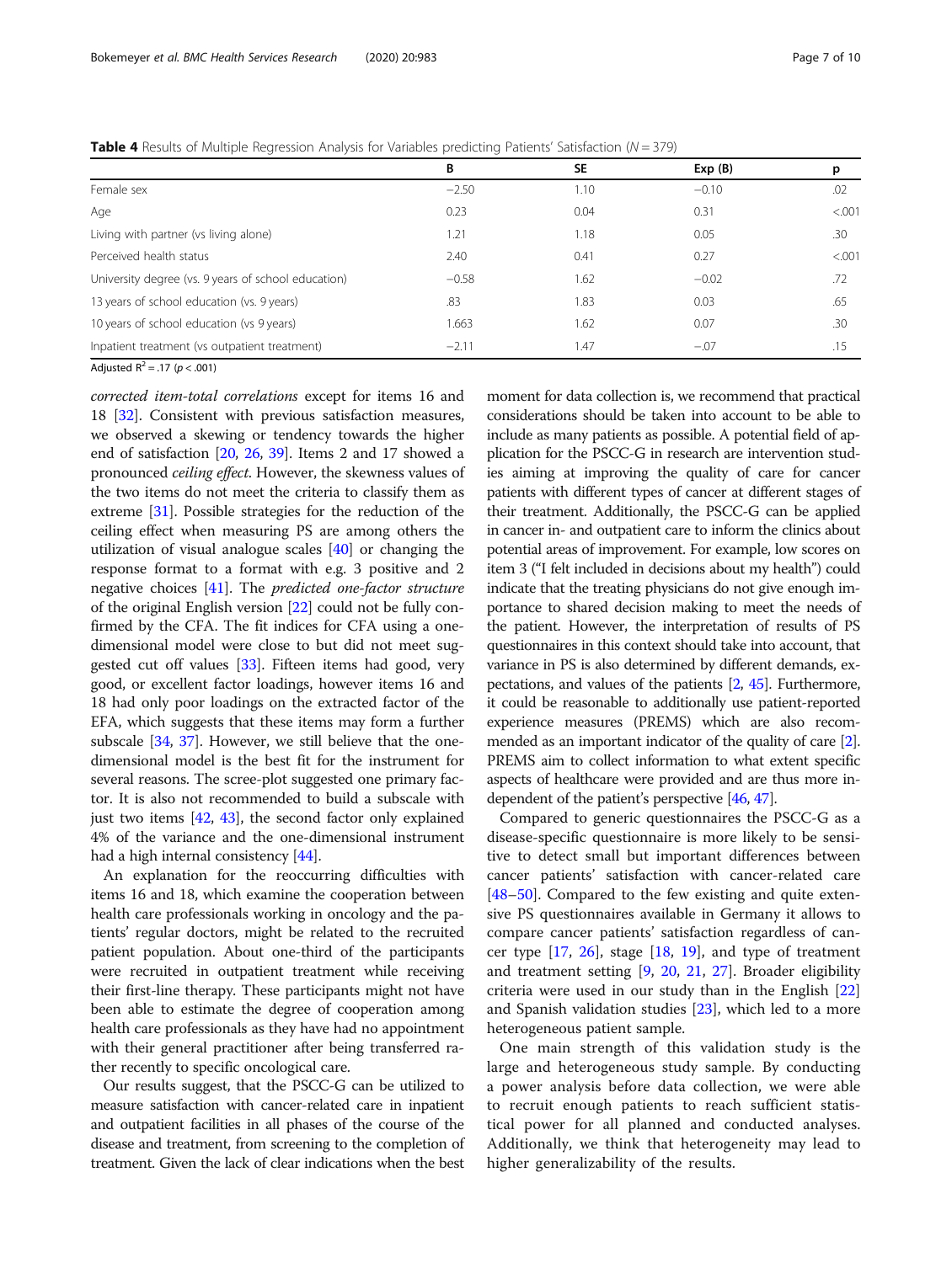**Table 4** Results of Multiple Regression Analysis for Variables predicting Patients' Satisfaction ($N = 379$)

| | B | SE | Exp (B) | p |
|---|---|---|---|---|
| Female sex | −2.50 | 1.10 | −0.10 | .02 |
| Age | 0.23 | 0.04 | 0.31 | <.001 |
| Living with partner (vs living alone) | 1.21 | 1.18 | 0.05 | .30 |
| Perceived health status | 2.40 | 0.41 | 0.27 | <.001 |
| University degree (vs. 9 years of school education) | −0.58 | 1.62 | −0.02 | .72 |
| 13 years of school education (vs. 9 years) | .83 | 1.83 | 0.03 | .65 |
| 10 years of school education (vs 9 years) | 1.663 | 1.62 | 0.07 | .30 |
| Inpatient treatment (vs outpatient treatment) | −2.11 | 1.47 | −.07 | .15 |

Adjusted $R^2 = .17$ ($p < .001$)

*corrected item-total correlations* except for items 16 and 18 [32]. Consistent with previous satisfaction measures, we observed a skewing or tendency towards the higher end of satisfaction [20, 26, 39]. Items 2 and 17 showed a pronounced *ceiling effect*. However, the skewness values of the two items do not meet the criteria to classify them as extreme [31]. Possible strategies for the reduction of the ceiling effect when measuring PS are among others the utilization of visual analogue scales [40] or changing the response format to a format with e.g. 3 positive and 2 negative choices [41]. The *predicted one-factor structure* of the original English version [22] could not be fully confirmed by the CFA. The fit indices for CFA using a one-dimensional model were close to but did not meet suggested cut off values [33]. Fifteen items had good, very good, or excellent factor loadings, however items 16 and 18 had only poor loadings on the extracted factor of the EFA, which suggests that these items may form a further subscale [34, 37]. However, we still believe that the one-dimensional model is the best fit for the instrument for several reasons. The scree-plot suggested one primary factor. It is also not recommended to build a subscale with just two items [42, 43], the second factor only explained 4% of the variance and the one-dimensional instrument had a high internal consistency [44].

An explanation for the reoccurring difficulties with items 16 and 18, which examine the cooperation between health care professionals working in oncology and the patients' regular doctors, might be related to the recruited patient population. About one-third of the participants were recruited in outpatient treatment while receiving their first-line therapy. These participants might not have been able to estimate the degree of cooperation among health care professionals as they have had no appointment with their general practitioner after being transferred rather recently to specific oncological care.

Our results suggest, that the PSCC-G can be utilized to measure satisfaction with cancer-related care in inpatient and outpatient facilities in all phases of the course of the disease and treatment, from screening to the completion of treatment. Given the lack of clear indications when the best moment for data collection is, we recommend that practical considerations should be taken into account to be able to include as many patients as possible. A potential field of application for the PSCC-G in research are intervention studies aiming at improving the quality of care for cancer patients with different types of cancer at different stages of their treatment. Additionally, the PSCC-G can be applied in cancer in- and outpatient care to inform the clinics about potential areas of improvement. For example, low scores on item 3 ("I felt included in decisions about my health") could indicate that the treating physicians do not give enough importance to shared decision making to meet the needs of the patient. However, the interpretation of results of PS questionnaires in this context should take into account, that variance in PS is also determined by different demands, expectations, and values of the patients [2, 45]. Furthermore, it could be reasonable to additionally use patient-reported experience measures (PREMS) which are also recommended as an important indicator of the quality of care [2]. PREMS aim to collect information to what extent specific aspects of healthcare were provided and are thus more independent of the patient's perspective [46, 47].

Compared to generic questionnaires the PSCC-G as a disease-specific questionnaire is more likely to be sensitive to detect small but important differences between cancer patients' satisfaction with cancer-related care [48–50]. Compared to the few existing and quite extensive PS questionnaires available in Germany it allows to compare cancer patients' satisfaction regardless of cancer type [17, 26], stage [18, 19], and type of treatment and treatment setting [9, 20, 21, 27]. Broader eligibility criteria were used in our study than in the English [22] and Spanish validation studies [23], which led to a more heterogeneous patient sample.

One main strength of this validation study is the large and heterogeneous study sample. By conducting a power analysis before data collection, we were able to recruit enough patients to reach sufficient statistical power for all planned and conducted analyses. Additionally, we think that heterogeneity may lead to higher generalizability of the results.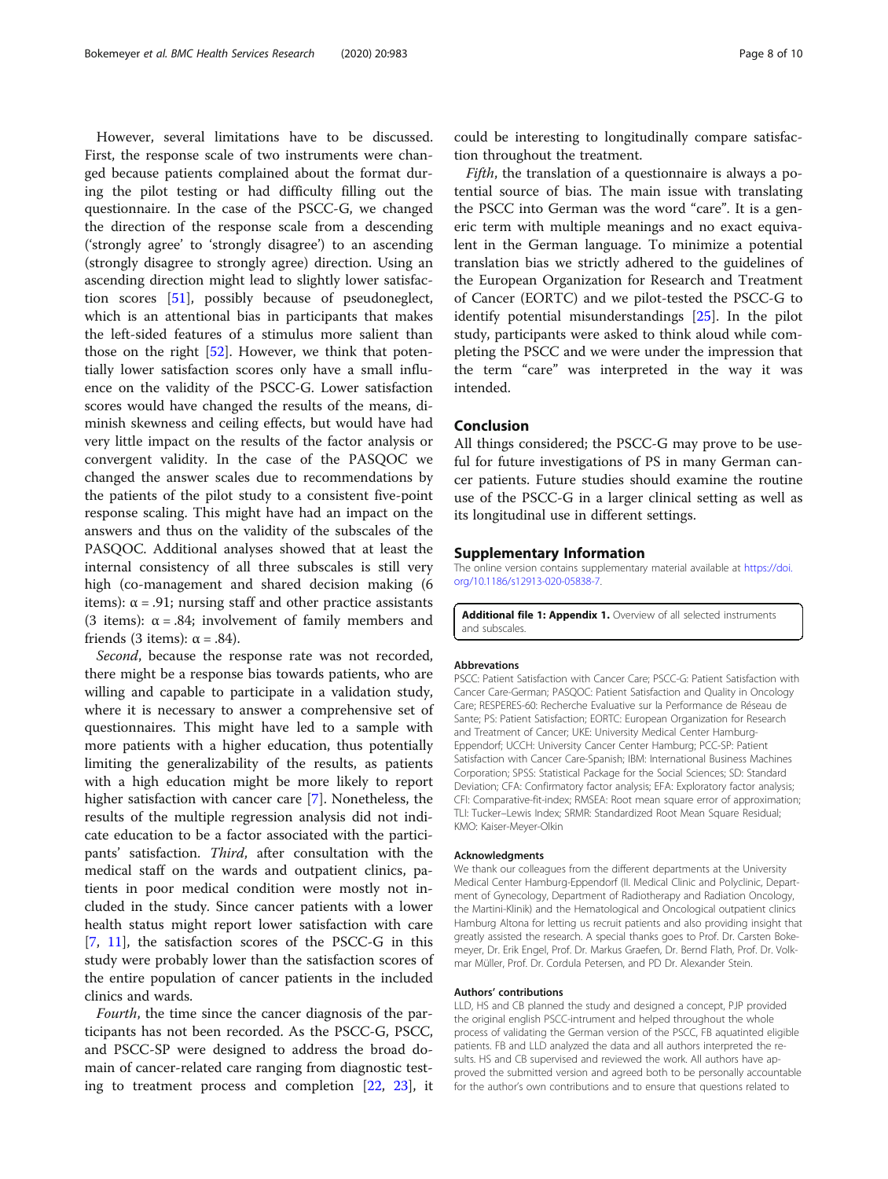However, several limitations have to be discussed. First, the response scale of two instruments were changed because patients complained about the format during the pilot testing or had difficulty filling out the questionnaire. In the case of the PSCC-G, we changed the direction of the response scale from a descending ('strongly agree' to 'strongly disagree') to an ascending (strongly disagree to strongly agree) direction. Using an ascending direction might lead to slightly lower satisfaction scores [51], possibly because of pseudoneglect, which is an attentional bias in participants that makes the left-sided features of a stimulus more salient than those on the right [52]. However, we think that potentially lower satisfaction scores only have a small influence on the validity of the PSCC-G. Lower satisfaction scores would have changed the results of the means, diminish skewness and ceiling effects, but would have had very little impact on the results of the factor analysis or convergent validity. In the case of the PASQOC we changed the answer scales due to recommendations by the patients of the pilot study to a consistent five-point response scaling. This might have had an impact on the answers and thus on the validity of the subscales of the PASQOC. Additional analyses showed that at least the internal consistency of all three subscales is still very high (co-management and shared decision making (6 items): $\alpha = .91$; nursing staff and other practice assistants (3 items): $\alpha = .84$; involvement of family members and friends (3 items): $\alpha = .84$).

*Second*, because the response rate was not recorded, there might be a response bias towards patients, who are willing and capable to participate in a validation study, where it is necessary to answer a comprehensive set of questionnaires. This might have led to a sample with more patients with a higher education, thus potentially limiting the generalizability of the results, as patients with a high education might be more likely to report higher satisfaction with cancer care [7]. Nonetheless, the results of the multiple regression analysis did not indicate education to be a factor associated with the participants' satisfaction. *Third*, after consultation with the medical staff on the wards and outpatient clinics, patients in poor medical condition were mostly not included in the study. Since cancer patients with a lower health status might report lower satisfaction with care [7, 11], the satisfaction scores of the PSCC-G in this study were probably lower than the satisfaction scores of the entire population of cancer patients in the included clinics and wards.

*Fourth*, the time since the cancer diagnosis of the participants has not been recorded. As the PSCC-G, PSCC, and PSCC-SP were designed to address the broad domain of cancer-related care ranging from diagnostic testing to treatment process and completion [22, 23], it could be interesting to longitudinally compare satisfaction throughout the treatment.

*Fifth*, the translation of a questionnaire is always a potential source of bias. The main issue with translating the PSCC into German was the word "care". It is a generic term with multiple meanings and no exact equivalent in the German language. To minimize a potential translation bias we strictly adhered to the guidelines of the European Organization for Research and Treatment of Cancer (EORTC) and we pilot-tested the PSCC-G to identify potential misunderstandings [25]. In the pilot study, participants were asked to think aloud while completing the PSCC and we were under the impression that the term "care" was interpreted in the way it was intended.

## Conclusion

All things considered; the PSCC-G may prove to be useful for future investigations of PS in many German cancer patients. Future studies should examine the routine use of the PSCC-G in a larger clinical setting as well as its longitudinal use in different settings.

## Supplementary Information

The online version contains supplementary material available at https://doi.org/10.1186/s12913-020-05838-7.

**Additional file 1: Appendix 1.** Overview of all selected instruments and subscales.

### Abbrevations

PSCC: Patient Satisfaction with Cancer Care; PSCC-G: Patient Satisfaction with Cancer Care-German; PASQOC: Patient Satisfaction and Quality in Oncology Care; RESPERES-60: Recherche Evaluative sur la Performance de Réseau de Sante; PS: Patient Satisfaction; EORTC: European Organization for Research and Treatment of Cancer; UKE: University Medical Center Hamburg-Eppendorf; UCCH: University Cancer Center Hamburg; PCC-SP: Patient Satisfaction with Cancer Care-Spanish; IBM: International Business Machines Corporation; SPSS: Statistical Package for the Social Sciences; SD: Standard Deviation; CFA: Confirmatory factor analysis; EFA: Exploratory factor analysis; CFI: Comparative-fit-index; RMSEA: Root mean square error of approximation; TLI: Tucker–Lewis Index; SRMR: Standardized Root Mean Square Residual; KMO: Kaiser-Meyer-Olkin

### Acknowledgments

We thank our colleagues from the different departments at the University Medical Center Hamburg-Eppendorf (II. Medical Clinic and Polyclinic, Department of Gynecology, Department of Radiotherapy and Radiation Oncology, the Martini-Klinik) and the Hematological and Oncological outpatient clinics Hamburg Altona for letting us recruit patients and also providing insight that greatly assisted the research. A special thanks goes to Prof. Dr. Carsten Bokemeyer, Dr. Erik Engel, Prof. Dr. Markus Graefen, Dr. Bernd Flath, Prof. Dr. Volkmar Müller, Prof. Dr. Cordula Petersen, and PD Dr. Alexander Stein.

### Authors' contributions

LLD, HS and CB planned the study and designed a concept, PJP provided the original english PSCC-intrument and helped throughout the whole process of validating the German version of the PSCC, FB aquatinted eligible patients. FB and LLD analyzed the data and all authors interpreted the results. HS and CB supervised and reviewed the work. All authors have approved the submitted version and agreed both to be personally accountable for the author's own contributions and to ensure that questions related to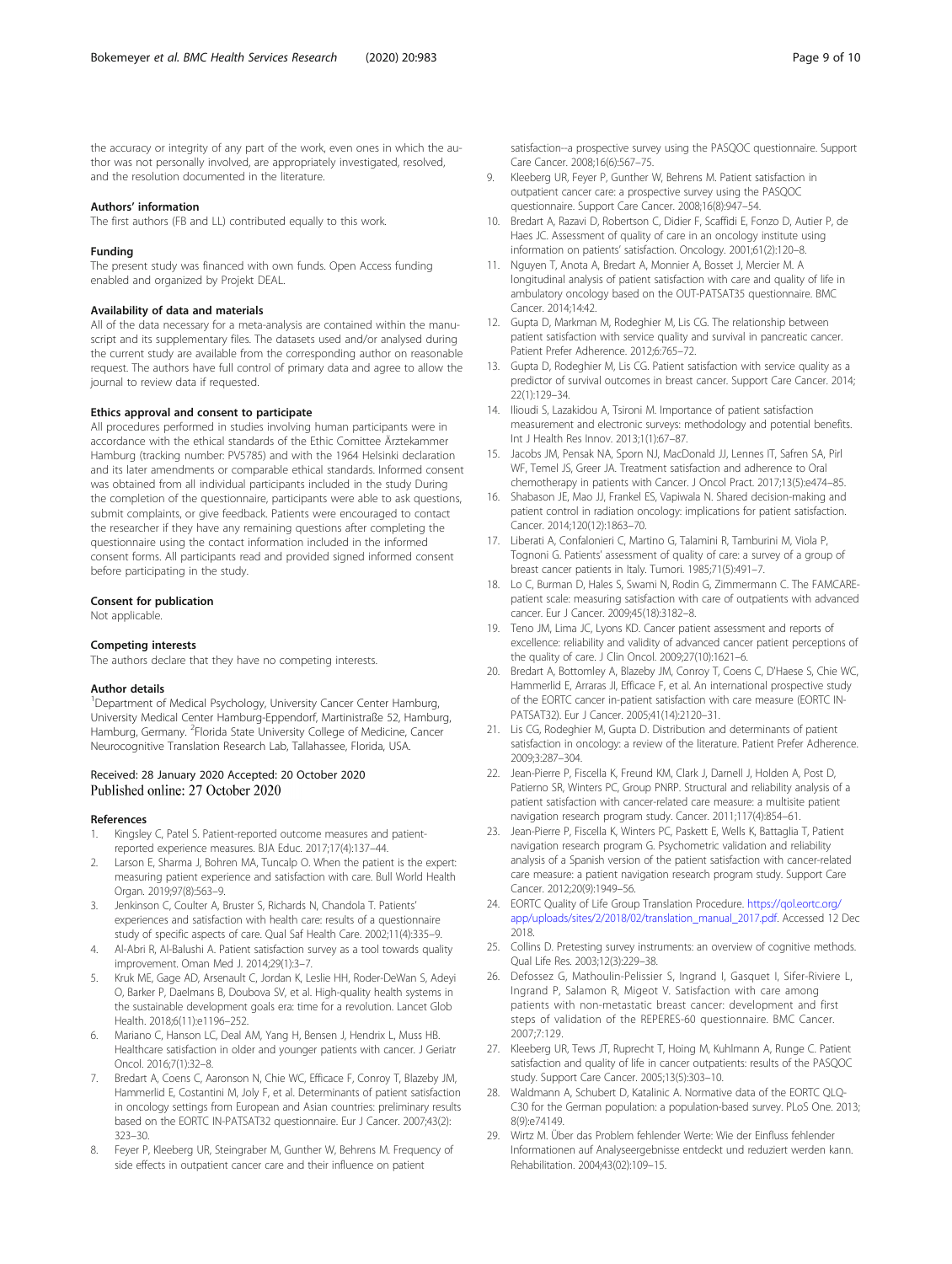the accuracy or integrity of any part of the work, even ones in which the author was not personally involved, are appropriately investigated, resolved, and the resolution documented in the literature.

#### Authors' information

The first authors (FB and LL) contributed equally to this work.

#### Funding

The present study was financed with own funds. Open Access funding enabled and organized by Projekt DEAL.

#### Availability of data and materials

All of the data necessary for a meta-analysis are contained within the manuscript and its supplementary files. The datasets used and/or analysed during the current study are available from the corresponding author on reasonable request. The authors have full control of primary data and agree to allow the journal to review data if requested.

#### Ethics approval and consent to participate

All procedures performed in studies involving human participants were in accordance with the ethical standards of the Ethic Comittee Ärztekammer Hamburg (tracking number: PV5785) and with the 1964 Helsinki declaration and its later amendments or comparable ethical standards. Informed consent was obtained from all individual participants included in the study During the completion of the questionnaire, participants were able to ask questions, submit complaints, or give feedback. Patients were encouraged to contact the researcher if they have any remaining questions after completing the questionnaire using the contact information included in the informed consent forms. All participants read and provided signed informed consent before participating in the study.

#### Consent for publication

Not applicable.

#### Competing interests

The authors declare that they have no competing interests.

#### Author details

[1]Department of Medical Psychology, University Cancer Center Hamburg, University Medical Center Hamburg-Eppendorf, Martinistraße 52, Hamburg, Hamburg, Germany. [2]Florida State University College of Medicine, Cancer Neurocognitive Translation Research Lab, Tallahassee, Florida, USA.

Received: 28 January 2020 Accepted: 20 October 2020
Published online: 27 October 2020

#### References

1. Kingsley C, Patel S. Patient-reported outcome measures and patient-reported experience measures. BJA Educ. 2017;17(4):137–44.
2. Larson E, Sharma J, Bohren MA, Tuncalp O. When the patient is the expert: measuring patient experience and satisfaction with care. Bull World Health Organ. 2019;97(8):563–9.
3. Jenkinson C, Coulter A, Bruster S, Richards N, Chandola T. Patients' experiences and satisfaction with health care: results of a questionnaire study of specific aspects of care. Qual Saf Health Care. 2002;11(4):335–9.
4. Al-Abri R, Al-Balushi A. Patient satisfaction survey as a tool towards quality improvement. Oman Med J. 2014;29(1):3–7.
5. Kruk ME, Gage AD, Arsenault C, Jordan K, Leslie HH, Roder-DeWan S, Adeyi O, Barker P, Daelmans B, Doubova SV, et al. High-quality health systems in the sustainable development goals era: time for a revolution. Lancet Glob Health. 2018;6(11):e1196–252.
6. Mariano C, Hanson LC, Deal AM, Yang H, Bensen J, Hendrix L, Muss HB. Healthcare satisfaction in older and younger patients with cancer. J Geriatr Oncol. 2016;7(1):32–8.
7. Bredart A, Coens C, Aaronson N, Chie WC, Efficace F, Conroy T, Blazeby JM, Hammerlid E, Costantini M, Joly F, et al. Determinants of patient satisfaction in oncology settings from European and Asian countries: preliminary results based on the EORTC IN-PATSAT32 questionnaire. Eur J Cancer. 2007;43(2):323–30.
8. Feyer P, Kleeberg UR, Steingraber M, Gunther W, Behrens M. Frequency of side effects in outpatient cancer care and their influence on patient satisfaction--a prospective survey using the PASQOC questionnaire. Support Care Cancer. 2008;16(6):567–75.
9. Kleeberg UR, Feyer P, Gunther W, Behrens M. Patient satisfaction in outpatient cancer care: a prospective survey using the PASQOC questionnaire. Support Care Cancer. 2008;16(8):947–54.
10. Bredart A, Razavi D, Robertson C, Didier F, Scaffidi E, Fonzo D, Autier P, de Haes JC. Assessment of quality of care in an oncology institute using information on patients' satisfaction. Oncology. 2001;61(2):120–8.
11. Nguyen T, Anota A, Bredart A, Monnier A, Bosset J, Mercier M. A longitudinal analysis of patient satisfaction with care and quality of life in ambulatory oncology based on the OUT-PATSAT35 questionnaire. BMC Cancer. 2014;14:42.
12. Gupta D, Markman M, Rodeghier M, Lis CG. The relationship between patient satisfaction with service quality and survival in pancreatic cancer. Patient Prefer Adherence. 2012;6:765–72.
13. Gupta D, Rodeghier M, Lis CG. Patient satisfaction with service quality as a predictor of survival outcomes in breast cancer. Support Care Cancer. 2014;22(1):129–34.
14. Ilioudi S, Lazakidou A, Tsironi M. Importance of patient satisfaction measurement and electronic surveys: methodology and potential benefits. Int J Health Res Innov. 2013;1(1):67–87.
15. Jacobs JM, Pensak NA, Sporn NJ, MacDonald JJ, Lennes IT, Safren SA, Pirl WF, Temel JS, Greer JA. Treatment satisfaction and adherence to Oral chemotherapy in patients with Cancer. J Oncol Pract. 2017;13(5):e474–85.
16. Shabason JE, Mao JJ, Frankel ES, Vapiwala N. Shared decision-making and patient control in radiation oncology: implications for patient satisfaction. Cancer. 2014;120(12):1863–70.
17. Liberati A, Confalonieri C, Martino G, Talamini R, Tamburini M, Viola P, Tognoni G. Patients' assessment of quality of care: a survey of a group of breast cancer patients in Italy. Tumori. 1985;71(5):491–7.
18. Lo C, Burman D, Hales S, Swami N, Rodin G, Zimmermann C. The FAMCARE-patient scale: measuring satisfaction with care of outpatients with advanced cancer. Eur J Cancer. 2009;45(18):3182–8.
19. Teno JM, Lima JC, Lyons KD. Cancer patient assessment and reports of excellence: reliability and validity of advanced cancer patient perceptions of the quality of care. J Clin Oncol. 2009;27(10):1621–6.
20. Bredart A, Bottomley A, Blazeby JM, Conroy T, Coens C, D'Haese S, Chie WC, Hammerlid E, Arraras JI, Efficace F, et al. An international prospective study of the EORTC cancer in-patient satisfaction with care measure (EORTC IN-PATSAT32). Eur J Cancer. 2005;41(14):2120–31.
21. Lis CG, Rodeghier M, Gupta D. Distribution and determinants of patient satisfaction in oncology: a review of the literature. Patient Prefer Adherence. 2009;3:287–304.
22. Jean-Pierre P, Fiscella K, Freund KM, Clark J, Darnell J, Holden A, Post D, Patierno SR, Winters PC, Group PNRP. Structural and reliability analysis of a patient satisfaction with cancer-related care measure: a multisite patient navigation research program study. Cancer. 2011;117(4):854–61.
23. Jean-Pierre P, Fiscella K, Winters PC, Paskett E, Wells K, Battaglia T, Patient navigation research program G. Psychometric validation and reliability analysis of a Spanish version of the patient satisfaction with cancer-related care measure: a patient navigation research program study. Support Care Cancer. 2012;20(9):1949–56.
24. EORTC Quality of Life Group Translation Procedure. https://qol.eortc.org/app/uploads/sites/2/2018/02/translation_manual_2017.pdf. Accessed 12 Dec 2018.
25. Collins D. Pretesting survey instruments: an overview of cognitive methods. Qual Life Res. 2003;12(3):229–38.
26. Defossez G, Mathoulin-Pelissier S, Ingrand I, Gasquet I, Sifer-Riviere L, Ingrand P, Salamon R, Migeot V. Satisfaction with care among patients with non-metastatic breast cancer: development and first steps of validation of the REPERES-60 questionnaire. BMC Cancer. 2007;7:129.
27. Kleeberg UR, Tews JT, Ruprecht T, Hoing M, Kuhlmann A, Runge C. Patient satisfaction and quality of life in cancer outpatients: results of the PASQOC study. Support Care Cancer. 2005;13(5):303–10.
28. Waldmann A, Schubert D, Katalinic A. Normative data of the EORTC QLQ-C30 for the German population: a population-based survey. PLoS One. 2013;8(9):e74149.
29. Wirtz M. Über das Problem fehlender Werte: Wie der Einfluss fehlender Informationen auf Analyseergebnisse entdeckt und reduziert werden kann. Rehabilitation. 2004;43(02):109–15.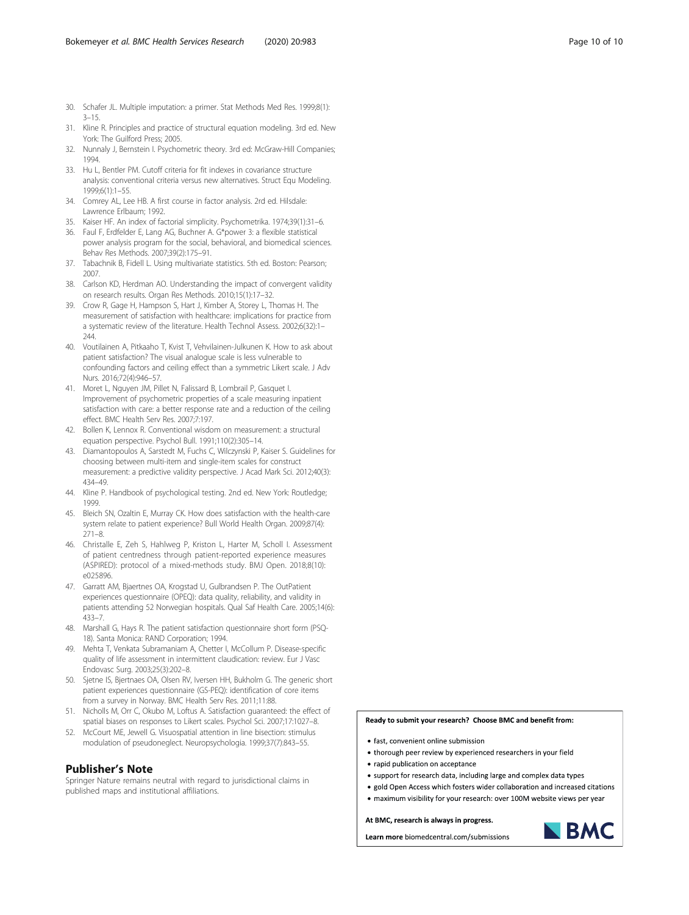30. Schafer JL. Multiple imputation: a primer. Stat Methods Med Res. 1999;8(1): 3–15.
31. Kline R. Principles and practice of structural equation modeling. 3rd ed. New York: The Guilford Press; 2005.
32. Nunnaly J, Bernstein I. Psychometric theory. 3rd ed: McGraw-Hill Companies; 1994.
33. Hu L, Bentler PM. Cutoff criteria for fit indexes in covariance structure analysis: conventional criteria versus new alternatives. Struct Equ Modeling. 1999;6(1):1–55.
34. Comrey AL, Lee HB. A first course in factor analysis. 2rd ed. Hilsdale: Lawrence Erlbaum; 1992.
35. Kaiser HF. An index of factorial simplicity. Psychometrika. 1974;39(1):31–6.
36. Faul F, Erdfelder E, Lang AG, Buchner A. G*power 3: a flexible statistical power analysis program for the social, behavioral, and biomedical sciences. Behav Res Methods. 2007;39(2):175–91.
37. Tabachnik B, Fidell L. Using multivariate statistics. 5th ed. Boston: Pearson; 2007.
38. Carlson KD, Herdman AO. Understanding the impact of convergent validity on research results. Organ Res Methods. 2010;15(1):17–32.
39. Crow R, Gage H, Hampson S, Hart J, Kimber A, Storey L, Thomas H. The measurement of satisfaction with healthcare: implications for practice from a systematic review of the literature. Health Technol Assess. 2002;6(32):1–244.
40. Voutilainen A, Pitkaaho T, Kvist T, Vehvilainen-Julkunen K. How to ask about patient satisfaction? The visual analogue scale is less vulnerable to confounding factors and ceiling effect than a symmetric Likert scale. J Adv Nurs. 2016;72(4):946–57.
41. Moret L, Nguyen JM, Pillet N, Falissard B, Lombrail P, Gasquet I. Improvement of psychometric properties of a scale measuring inpatient satisfaction with care: a better response rate and a reduction of the ceiling effect. BMC Health Serv Res. 2007;7:197.
42. Bollen K, Lennox R. Conventional wisdom on measurement: a structural equation perspective. Psychol Bull. 1991;110(2):305–14.
43. Diamantopoulos A, Sarstedt M, Fuchs C, Wilczynski P, Kaiser S. Guidelines for choosing between multi-item and single-item scales for construct measurement: a predictive validity perspective. J Acad Mark Sci. 2012;40(3): 434–49.
44. Kline P. Handbook of psychological testing. 2nd ed. New York: Routledge; 1999.
45. Bleich SN, Ozaltin E, Murray CK. How does satisfaction with the health-care system relate to patient experience? Bull World Health Organ. 2009;87(4): 271–8.
46. Christalle E, Zeh S, Hahlweg P, Kriston L, Harter M, Scholl I. Assessment of patient centredness through patient-reported experience measures (ASPIRED): protocol of a mixed-methods study. BMJ Open. 2018;8(10): e025896.
47. Garratt AM, Bjaertnes OA, Krogstad U, Gulbrandsen P. The OutPatient experiences questionnaire (OPEQ): data quality, reliability, and validity in patients attending 52 Norwegian hospitals. Qual Saf Health Care. 2005;14(6): 433–7.
48. Marshall G, Hays R. The patient satisfaction questionnaire short form (PSQ-18). Santa Monica: RAND Corporation; 1994.
49. Mehta T, Venkata Subramaniam A, Chetter I, McCollum P. Disease-specific quality of life assessment in intermittent claudication: review. Eur J Vasc Endovasc Surg. 2003;25(3):202–8.
50. Sjetne IS, Bjertnaes OA, Olsen RV, Iversen HH, Bukholm G. The generic short patient experiences questionnaire (GS-PEQ): identification of core items from a survey in Norway. BMC Health Serv Res. 2011;11:88.
51. Nicholls M, Orr C, Okubo M, Loftus A. Satisfaction guaranteed: the effect of spatial biases on responses to Likert scales. Psychol Sci. 2007;17:1027–8.
52. McCourt ME, Jewell G. Visuospatial attention in line bisection: stimulus modulation of pseudoneglect. Neuropsychologia. 1999;37(7):843–55.

## Publisher's Note

Springer Nature remains neutral with regard to jurisdictional claims in published maps and institutional affiliations.

**Ready to submit your research? Choose BMC and benefit from:**

- fast, convenient online submission
- thorough peer review by experienced researchers in your field
- rapid publication on acceptance
- support for research data, including large and complex data types
- gold Open Access which fosters wider collaboration and increased citations
- maximum visibility for your research: over 100M website views per year

**At BMC, research is always in progress.**

**Learn more** biomedcentral.com/submissions

BMC